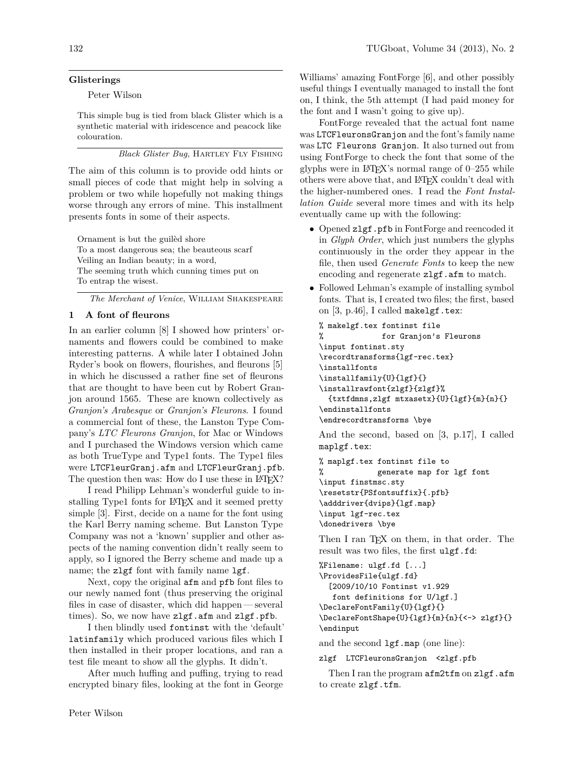## Glisterings

Peter Wilson

> This simple bug is tied from black Glister which is a synthetic material with iridescence and peacock like colouration.
>
> *Black Glister Bug*, Hartley Fly Fishing

The aim of this column is to provide odd hints or small pieces of code that might help in solving a problem or two while hopefully not making things worse through any errors of mine. This installment presents fonts in some of their aspects.

> Ornament is but the guilèd shore
> To a most dangerous sea; the beauteous scarf
> Veiling an Indian beauty; in a word,
> The seeming truth which cunning times put on
> To entrap the wisest.
>
> *The Merchant of Venice*, William Shakespeare

### 1 A font of fleurons

In an earlier column [8] I showed how printers' ornaments and flowers could be combined to make interesting patterns. A while later I obtained John Ryder's book on flowers, flourishes, and fleurons [5] in which he discussed a rather fine set of fleurons that are thought to have been cut by Robert Granjon around 1565. These are known collectively as *Granjon's Arabesque* or *Granjon's Fleurons*. I found a commercial font of these, the Lanston Type Company's *LTC Fleurons Granjon*, for Mac or Windows and I purchased the Windows version which came as both TrueType and Type1 fonts. The Type1 files were `LTCFleurGranj.afm` and `LTCFleurGranj.pfb`. The question then was: How do I use these in LaTeX?

I read Philipp Lehman's wonderful guide to installing Type1 fonts for LaTeX and it seemed pretty simple [3]. First, decide on a name for the font using the Karl Berry naming scheme. But Lanston Type Company was not a 'known' supplier and other aspects of the naming convention didn't really seem to apply, so I ignored the Berry scheme and made up a name; the `zlgf` font with family name `lgf`.

Next, copy the original `afm` and `pfb` font files to our newly named font (thus preserving the original files in case of disaster, which did happen — several times). So, we now have `zlgf.afm` and `zlgf.pfb`.

I then blindly used `fontinst` with the 'default' `latinfamily` which produced various files which I then installed in their proper locations, and ran a test file meant to show all the glyphs. It didn't.

After much huffing and puffing, trying to read encrypted binary files, looking at the font in George Williams' amazing FontForge [6], and other possibly useful things I eventually managed to install the font on, I think, the 5th attempt (I had paid money for the font and I wasn't going to give up).

FontForge revealed that the actual font name was `LTCFleuronsGranjon` and the font's family name was `LTC Fleurons Granjon`. It also turned out from using FontForge to check the font that some of the glyphs were in LaTeX's normal range of 0–255 while others were above that, and LaTeX couldn't deal with the higher-numbered ones. I read the *Font Installation Guide* several more times and with its help eventually came up with the following:

- Opened `zlgf.pfb` in FontForge and reencoded it in *Glyph Order*, which just numbers the glyphs continuously in the order they appear in the file, then used *Generate Fonts* to keep the new encoding and regenerate `zlgf.afm` to match.
- Followed Lehman's example of installing symbol fonts. That is, I created two files; the first, based on [3, p.46], I called `makelgf.tex`:

```
% makelgf.tex fontinst file
%             for Granjon's Fleurons
\input fontinst.sty
\recordtransforms{lgf-rec.tex}
\installfonts
\installfamily{U}{lgf}{}
\installrawfont{zlgf}{zlgf}%
  {txtfdmns,zlgf mtxasetx}{U}{lgf}{m}{n}{}
\endinstallfonts
\endrecordtransforms \bye
```

  And the second, based on [3, p.17], I called `maplgf.tex`:

```
% maplgf.tex fontinst file to
%           generate map for lgf font
\input finstmsc.sty
\resetstr{PSfontsuffix}{.pfb}
\adddriver{dvips}{lgf.map}
\input lgf-rec.tex
\donedrivers \bye
```

  Then I ran TeX on them, in that order. The result was two files, the first `ulgf.fd`:

```
%Filename: ulgf.fd [...]
\ProvidesFile{ulgf.fd}
  [2009/10/10 Fontinst v1.929
   font definitions for U/lgf.]
\DeclareFontFamily{U}{lgf}{}
\DeclareFontShape{U}{lgf}{m}{n}{<-> zlgf}{}
\endinput
```

  and the second `lgf.map` (one line):

```
zlgf  LTCFleuronsGranjon  <zlgf.pfb
```

  Then I ran the program `afm2tfm` on `zlgf.afm` to create `zlgf.tfm`.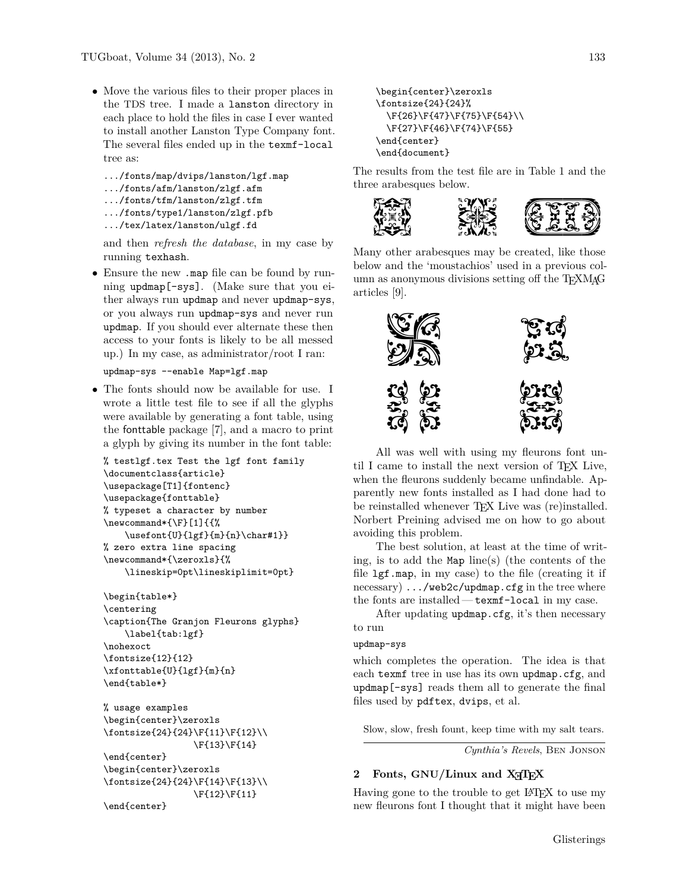- Move the various files to their proper places in the TDS tree. I made a `lanston` directory in each place to hold the files in case I ever wanted to install another Lanston Type Company font. The several files ended up in the `texmf-local` tree as:

```
.../fonts/map/dvips/lanston/lgf.map
.../fonts/afm/lanston/zlgf.afm
.../fonts/tfm/lanston/zlgf.tfm
.../fonts/type1/lanston/zlgf.pfb
.../tex/latex/lanston/ulgf.fd
```

  and then *refresh the database*, in my case by running `texhash`.

- Ensure the new `.map` file can be found by running `updmap[-sys]`. (Make sure that you either always run `updmap` and never `updmap-sys`, or you always run `updmap-sys` and never run `updmap`. If you should ever alternate these then access to your fonts is likely to be all messed up.) In my case, as administrator/root I ran:

```
updmap-sys --enable Map=lgf.map
```

- The fonts should now be available for use. I wrote a little test file to see if all the glyphs were available by generating a font table, using the fonttable package [7], and a macro to print a glyph by giving its number in the font table:

```
% testlgf.tex Test the lgf font family
\documentclass{article}
\usepackage[T1]{fontenc}
\usepackage{fonttable}
% typeset a character by number
\newcommand*{\F}[1]{{%
    \usefont{U}{lgf}{m}{n}\char#1}}
% zero extra line spacing
\newcommand*{\zeroxls}{%
    \lineskip=0pt\lineskiplimit=0pt}

\begin{table*}
\centering
\caption{The Granjon Fleurons glyphs}
    \label{tab:lgf}
\nohexoct
\fontsize{12}{12}
\xfonttable{U}{lgf}{m}{n}
\end{table*}

% usage examples
\begin{center}\zeroxls
\fontsize{24}{24}\F{11}\F{12}\\
                 \F{13}\F{14}
\end{center}
\begin{center}\zeroxls
\fontsize{24}{24}\F{14}\F{13}\\
                 \F{12}\F{11}
\end{center}
\begin{center}\zeroxls
\fontsize{24}{24}%
  \F{26}\F{47}\F{75}\F{54}\\
  \F{27}\F{46}\F{74}\F{55}
\end{center}
\end{document}
```

The results from the test file are in Table 1 and the three arabesques below.

Many other arabesques may be created, like those below and the 'moustachios' used in a previous column as anonymous divisions setting off the TEXMAG articles [9].

All was well with using my fleurons font until I came to install the next version of TEX Live, when the fleurons suddenly became unfindable. Apparently new fonts installed as I had done had to be reinstalled whenever TEX Live was (re)installed. Norbert Preining advised me on how to go about avoiding this problem.

The best solution, at least at the time of writing, is to add the `Map` line(s) (the contents of the file `lgf.map`, in my case) to the file (creating it if necessary) `.../web2c/updmap.cfg` in the tree where the fonts are installed — `texmf-local` in my case.

After updating `updmap.cfg`, it's then necessary to run

```
updmap-sys
```

which completes the operation. The idea is that each `texmf` tree in use has its own `updmap.cfg`, and `updmap[-sys]` reads them all to generate the final files used by `pdftex`, `dvips`, et al.

> Slow, slow, fresh fount, keep time with my salt tears.
>
> *Cynthia's Revels*, Ben Jonson

## 2 Fonts, GNU/Linux and XƎTEX

Having gone to the trouble to get LATEX to use my new fleurons font I thought that it might have been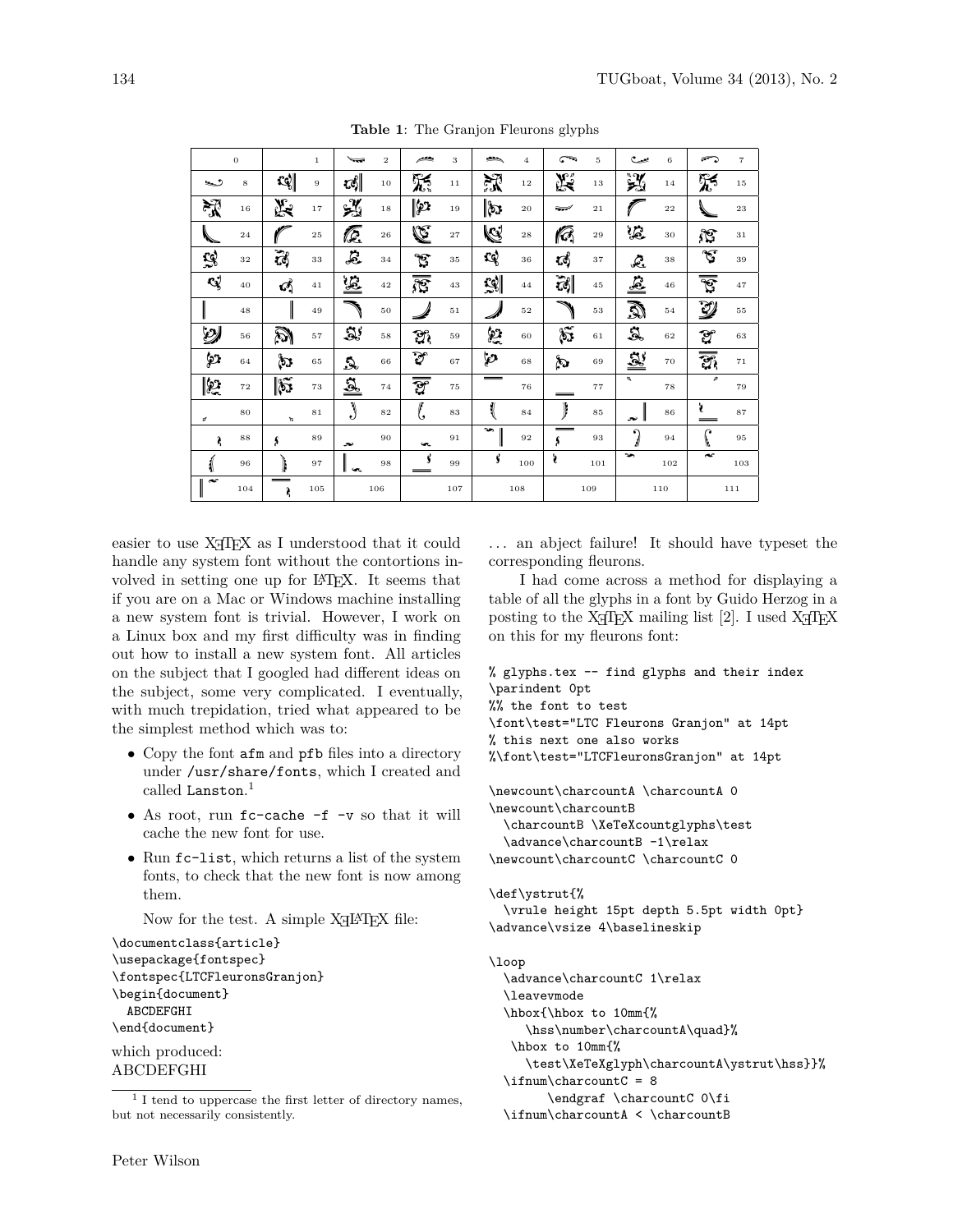**Table 1**: The Granjon Fleurons glyphs

| | 0 | | 1 | | 2 | | 3 | | 4 | | 5 | | 6 | | 7 |
|---|---|---|---|---|---|---|---|---|---|---|---|---|---|---|---|
| | 8 | | 9 | | 10 | | 11 | | 12 | | 13 | | 14 | | 15 |
| | 16 | | 17 | | 18 | | 19 | | 20 | | 21 | | 22 | | 23 |
| | 24 | | 25 | | 26 | | 27 | | 28 | | 29 | | 30 | | 31 |
| | 32 | | 33 | | 34 | | 35 | | 36 | | 37 | | 38 | | 39 |
| | 40 | | 41 | | 42 | | 43 | | 44 | | 45 | | 46 | | 47 |
| | 48 | | 49 | | 50 | | 51 | | 52 | | 53 | | 54 | | 55 |
| | 56 | | 57 | | 58 | | 59 | | 60 | | 61 | | 62 | | 63 |
| | 64 | | 65 | | 66 | | 67 | | 68 | | 69 | | 70 | | 71 |
| | 72 | | 73 | | 74 | | 75 | | 76 | | 77 | | 78 | | 79 |
| | 80 | | 81 | | 82 | | 83 | | 84 | | 85 | | 86 | | 87 |
| | 88 | | 89 | | 90 | | 91 | | 92 | | 93 | | 94 | | 95 |
| | 96 | | 97 | | 98 | | 99 | | 100 | | 101 | | 102 | | 103 |
| | 104 | | 105 | | 106 | | 107 | | 108 | | 109 | | 110 | | 111 |

easier to use XeTeX as I understood that it could handle any system font without the contortions involved in setting one up for LaTeX. It seems that if you are on a Mac or Windows machine installing a new system font is trivial. However, I work on a Linux box and my first difficulty was in finding out how to install a new system font. All articles on the subject that I googled had different ideas on the subject, some very complicated. I eventually, with much trepidation, tried what appeared to be the simplest method which was to:

- Copy the font `afm` and `pfb` files into a directory under `/usr/share/fonts`, which I created and called `Lanston`.[1]
- As root, run `fc-cache -f -v` so that it will cache the new font for use.
- Run `fc-list`, which returns a list of the system fonts, to check that the new font is now among them.

Now for the test. A simple XeLaTeX file:

```
\documentclass{article}
\usepackage{fontspec}
\fontspec{LTCFleuronsGranjon}
\begin{document}
  ABCDEFGHI
\end{document}
```

which produced:
ABCDEFGHI

[1] I tend to uppercase the first letter of directory names, but not necessarily consistently.

... an abject failure! It should have typeset the corresponding fleurons.

I had come across a method for displaying a table of all the glyphs in a font by Guido Herzog in a posting to the XeTeX mailing list [2]. I used XeTeX on this for my fleurons font:

```
% glyphs.tex -- find glyphs and their index
\parindent 0pt
%% the font to test
\font\test="LTC Fleurons Granjon" at 14pt
% this next one also works
%\font\test="LTCFleuronsGranjon" at 14pt

\newcount\charcountA \charcountA 0
\newcount\charcountB
  \charcountB \XeTeXcountglyphs\test
  \advance\charcountB -1\relax
\newcount\charcountC \charcountC 0

\def\ystrut{%
  \vrule height 15pt depth 5.5pt width 0pt}
\advance\vsize 4\baselineskip

\loop
  \advance\charcountC 1\relax
  \leavevmode
  \hbox{\hbox to 10mm{%
     \hss\number\charcountA\quad}%
   \hbox to 10mm{%
     \test\XeTeXglyph\charcountA\ystrut\hss}}%
  \ifnum\charcountC = 8
        \endgraf \charcountC 0\fi
  \ifnum\charcountA < \charcountB
```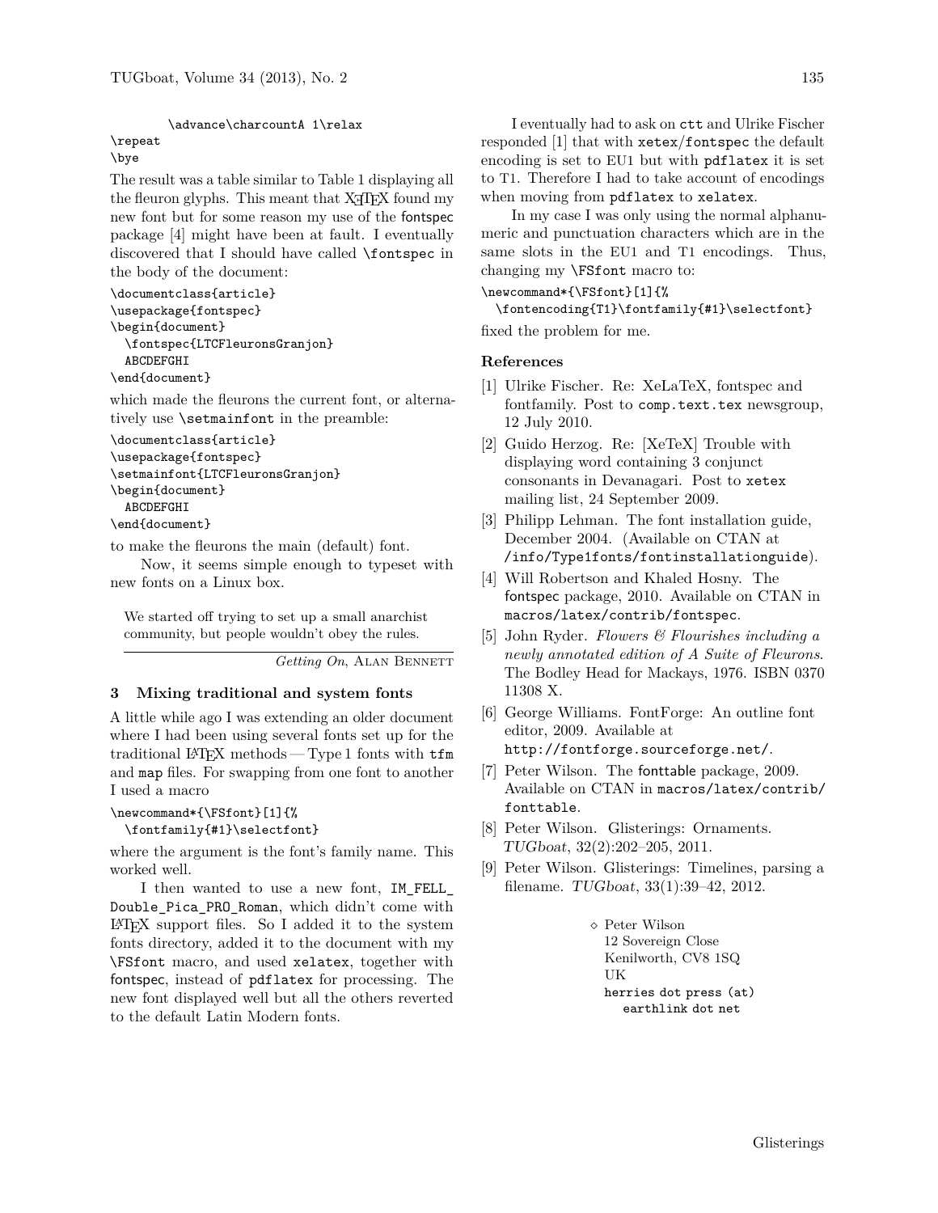```
        \advance\charcountA 1\relax
\repeat
\bye
```

The result was a table similar to Table 1 displaying all the fleuron glyphs. This meant that XeTeX found my new font but for some reason my use of the fontspec package [4] might have been at fault. I eventually discovered that I should have called `\fontspec` in the body of the document:

```
\documentclass{article}
\usepackage{fontspec}
\begin{document}
  \fontspec{LTCFleuronsGranjon}
  ABCDEFGHI
\end{document}
```

which made the fleurons the current font, or alternatively use `\setmainfont` in the preamble:

```
\documentclass{article}
\usepackage{fontspec}
\setmainfont{LTCFleuronsGranjon}
\begin{document}
  ABCDEFGHI
\end{document}
```

to make the fleurons the main (default) font.

Now, it seems simple enough to typeset with new fonts on a Linux box.

> We started off trying to set up a small anarchist community, but people wouldn't obey the rules.
>
> *Getting On*, Alan Bennett

### 3 Mixing traditional and system fonts

A little while ago I was extending an older document where I had been using several fonts set up for the traditional LaTeX methods — Type 1 fonts with `tfm` and `map` files. For swapping from one font to another I used a macro

```
\newcommand*{\FSfont}[1]{%
  \fontfamily{#1}\selectfont}
```

where the argument is the font's family name. This worked well.

I then wanted to use a new font, `IM_FELL_Double_Pica_PRO_Roman`, which didn't come with LaTeX support files. So I added it to the system fonts directory, added it to the document with my `\FSfont` macro, and used `xelatex`, together with fontspec, instead of `pdflatex` for processing. The new font displayed well but all the others reverted to the default Latin Modern fonts.

I eventually had to ask on `ctt` and Ulrike Fischer responded [1] that with `xetex`/`fontspec` the default encoding is set to EU1 but with `pdflatex` it is set to T1. Therefore I had to take account of encodings when moving from `pdflatex` to `xelatex`.

In my case I was only using the normal alphanumeric and punctuation characters which are in the same slots in the EU1 and T1 encodings. Thus, changing my `\FSfont` macro to:

```
\newcommand*{\FSfont}[1]{%
  \fontencoding{T1}\fontfamily{#1}\selectfont}
```

fixed the problem for me.

### References

[1] Ulrike Fischer. Re: XeLaTeX, fontspec and fontfamily. Post to `comp.text.tex` newsgroup, 12 July 2010.

[2] Guido Herzog. Re: [XeTeX] Trouble with displaying word containing 3 conjunct consonants in Devanagari. Post to `xetex` mailing list, 24 September 2009.

[3] Philipp Lehman. The font installation guide, December 2004. (Available on CTAN at `/info/Type1fonts/fontinstallationguide`).

[4] Will Robertson and Khaled Hosny. The fontspec package, 2010. Available on CTAN in `macros/latex/contrib/fontspec`.

[5] John Ryder. *Flowers & Flourishes including a newly annotated edition of A Suite of Fleurons*. The Bodley Head for Mackays, 1976. ISBN 0370 11308 X.

[6] George Williams. FontForge: An outline font editor, 2009. Available at `http://fontforge.sourceforge.net/`.

[7] Peter Wilson. The fonttable package, 2009. Available on CTAN in `macros/latex/contrib/fonttable`.

[8] Peter Wilson. Glisterings: Ornaments. *TUGboat*, 32(2):202–205, 2011.

[9] Peter Wilson. Glisterings: Timelines, parsing a filename. *TUGboat*, 33(1):39–42, 2012.

◇ Peter Wilson
12 Sovereign Close
Kenilworth, CV8 1SQ
UK
`herries dot press (at) earthlink dot net`